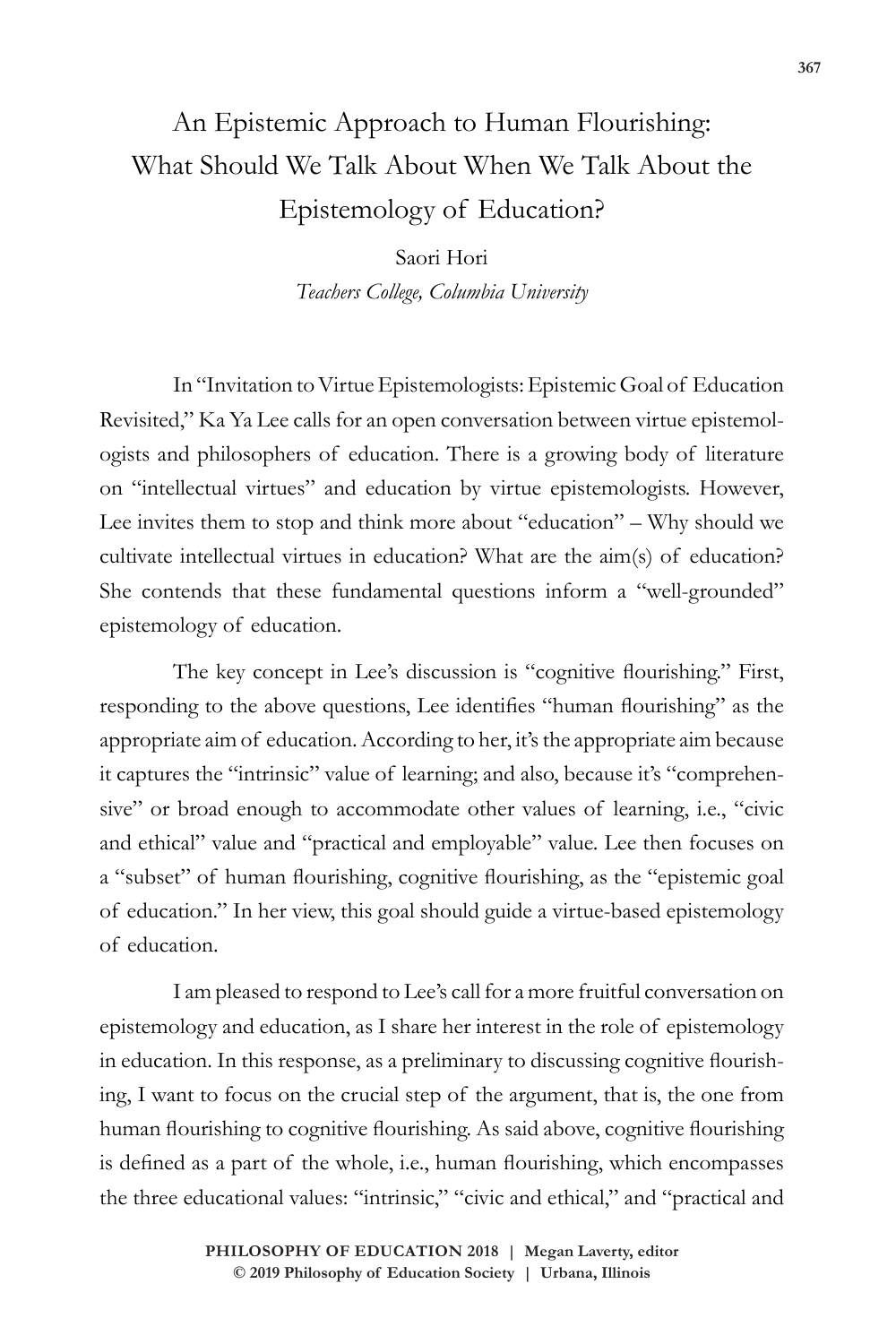# An Epistemic Approach to Human Flourishing: What Should We Talk About When We Talk About the Epistemology of Education?

Saori Hori
*Teachers College, Columbia University*

In "Invitation to Virtue Epistemologists: Epistemic Goal of Education Revisited," Ka Ya Lee calls for an open conversation between virtue epistemologists and philosophers of education. There is a growing body of literature on "intellectual virtues" and education by virtue epistemologists. However, Lee invites them to stop and think more about "education" – Why should we cultivate intellectual virtues in education? What are the aim(s) of education? She contends that these fundamental questions inform a "well-grounded" epistemology of education.

The key concept in Lee's discussion is "cognitive flourishing." First, responding to the above questions, Lee identifies "human flourishing" as the appropriate aim of education. According to her, it's the appropriate aim because it captures the "intrinsic" value of learning; and also, because it's "comprehensive" or broad enough to accommodate other values of learning, i.e., "civic and ethical" value and "practical and employable" value. Lee then focuses on a "subset" of human flourishing, cognitive flourishing, as the "epistemic goal of education." In her view, this goal should guide a virtue-based epistemology of education.

I am pleased to respond to Lee's call for a more fruitful conversation on epistemology and education, as I share her interest in the role of epistemology in education. In this response, as a preliminary to discussing cognitive flourishing, I want to focus on the crucial step of the argument, that is, the one from human flourishing to cognitive flourishing. As said above, cognitive flourishing is defined as a part of the whole, i.e., human flourishing, which encompasses the three educational values: "intrinsic," "civic and ethical," and "practical and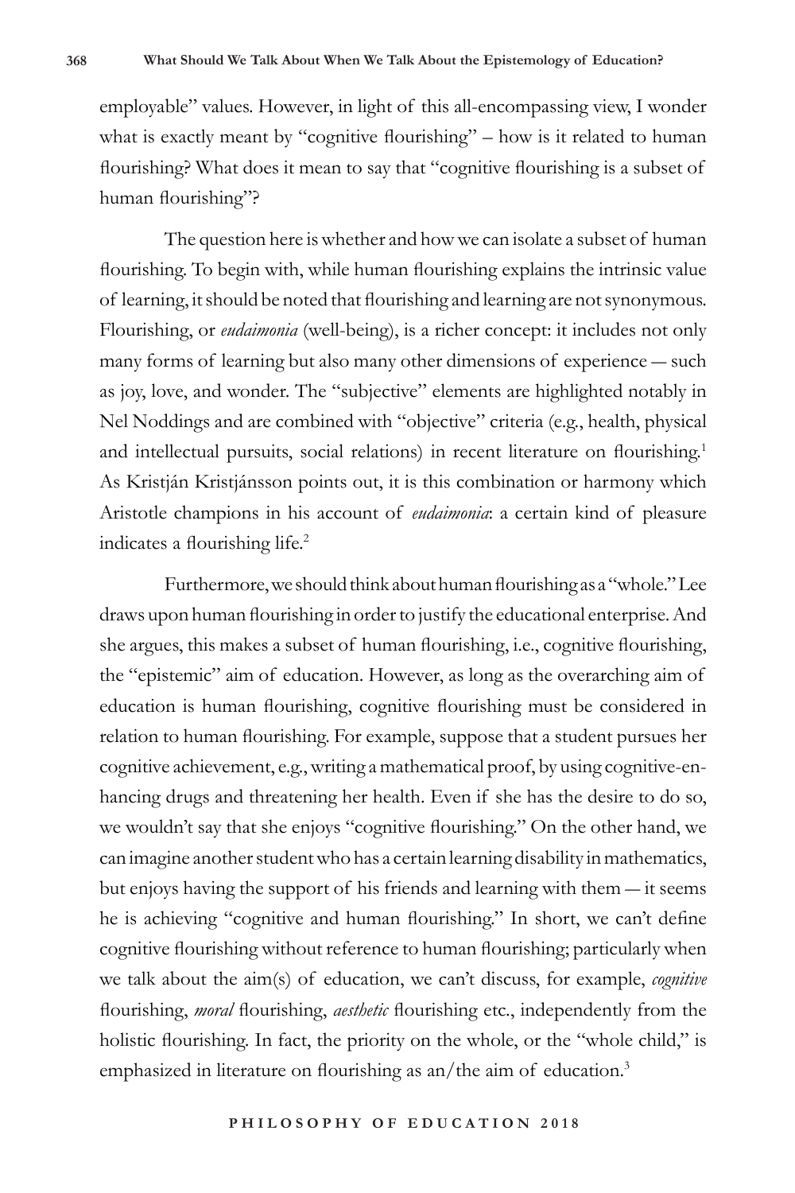employable" values. However, in light of this all-encompassing view, I wonder what is exactly meant by "cognitive flourishing" – how is it related to human flourishing? What does it mean to say that "cognitive flourishing is a subset of human flourishing"?

The question here is whether and how we can isolate a subset of human flourishing. To begin with, while human flourishing explains the intrinsic value of learning, it should be noted that flourishing and learning are not synonymous. Flourishing, or *eudaimonia* (well-being), is a richer concept: it includes not only many forms of learning but also many other dimensions of experience — such as joy, love, and wonder. The "subjective" elements are highlighted notably in Nel Noddings and are combined with "objective" criteria (e.g., health, physical and intellectual pursuits, social relations) in recent literature on flourishing.[1] As Kristján Kristjánsson points out, it is this combination or harmony which Aristotle champions in his account of *eudaimonia*: a certain kind of pleasure indicates a flourishing life.[2]

Furthermore, we should think about human flourishing as a "whole." Lee draws upon human flourishing in order to justify the educational enterprise. And she argues, this makes a subset of human flourishing, i.e., cognitive flourishing, the "epistemic" aim of education. However, as long as the overarching aim of education is human flourishing, cognitive flourishing must be considered in relation to human flourishing. For example, suppose that a student pursues her cognitive achievement, e.g., writing a mathematical proof, by using cognitive-enhancing drugs and threatening her health. Even if she has the desire to do so, we wouldn't say that she enjoys "cognitive flourishing." On the other hand, we can imagine another student who has a certain learning disability in mathematics, but enjoys having the support of his friends and learning with them — it seems he is achieving "cognitive and human flourishing." In short, we can't define cognitive flourishing without reference to human flourishing; particularly when we talk about the aim(s) of education, we can't discuss, for example, *cognitive* flourishing, *moral* flourishing, *aesthetic* flourishing etc., independently from the holistic flourishing. In fact, the priority on the whole, or the "whole child," is emphasized in literature on flourishing as an/the aim of education.[3]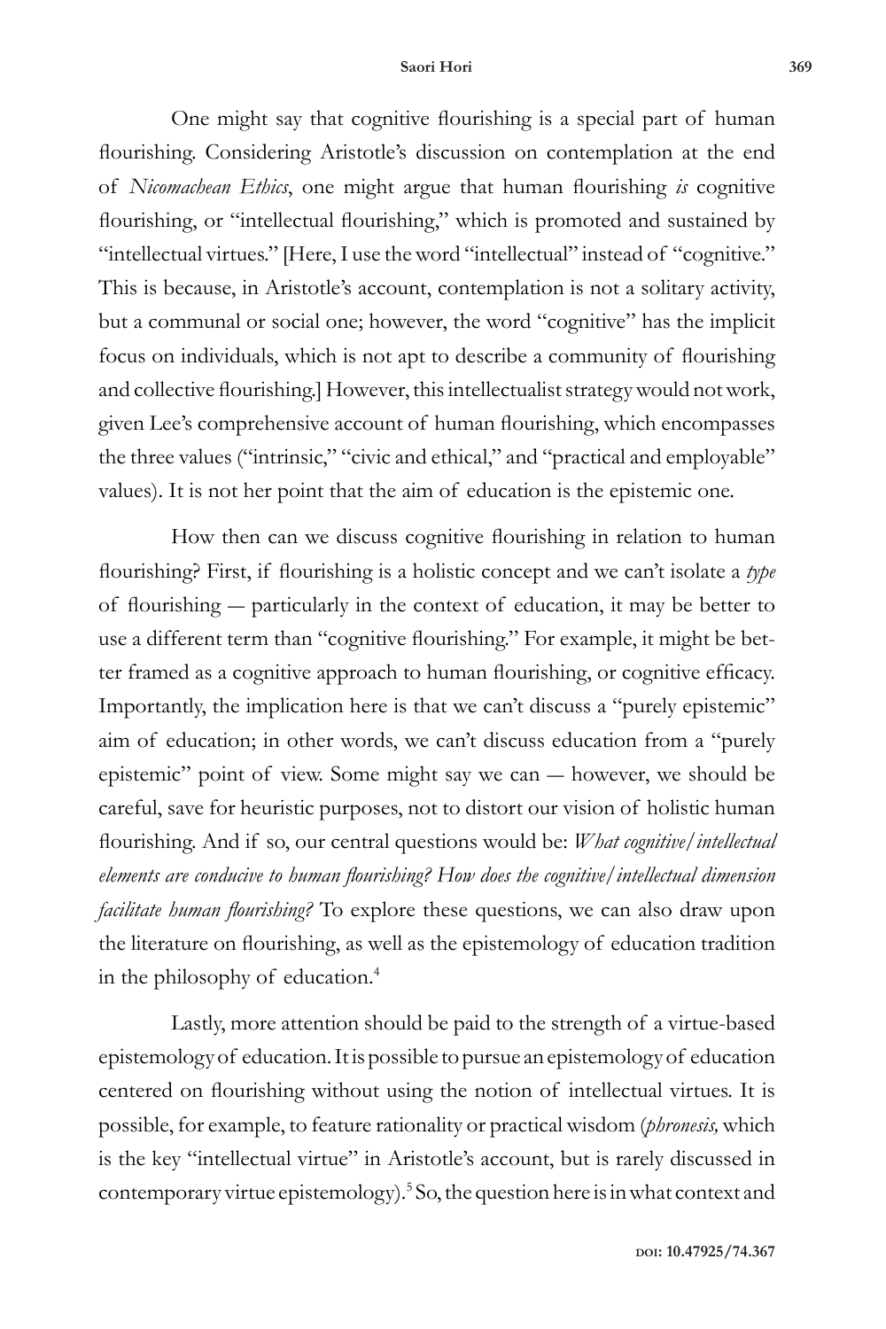One might say that cognitive flourishing is a special part of human flourishing. Considering Aristotle's discussion on contemplation at the end of *Nicomachean Ethics*, one might argue that human flourishing *is* cognitive flourishing, or "intellectual flourishing," which is promoted and sustained by "intellectual virtues." [Here, I use the word "intellectual" instead of "cognitive." This is because, in Aristotle's account, contemplation is not a solitary activity, but a communal or social one; however, the word "cognitive" has the implicit focus on individuals, which is not apt to describe a community of flourishing and collective flourishing.] However, this intellectualist strategy would not work, given Lee's comprehensive account of human flourishing, which encompasses the three values ("intrinsic," "civic and ethical," and "practical and employable" values). It is not her point that the aim of education is the epistemic one.

How then can we discuss cognitive flourishing in relation to human flourishing? First, if flourishing is a holistic concept and we can't isolate a *type* of flourishing — particularly in the context of education, it may be better to use a different term than "cognitive flourishing." For example, it might be better framed as a cognitive approach to human flourishing, or cognitive efficacy. Importantly, the implication here is that we can't discuss a "purely epistemic" aim of education; in other words, we can't discuss education from a "purely epistemic" point of view. Some might say we can — however, we should be careful, save for heuristic purposes, not to distort our vision of holistic human flourishing. And if so, our central questions would be: *What cognitive/intellectual elements are conducive to human flourishing? How does the cognitive/intellectual dimension facilitate human flourishing?* To explore these questions, we can also draw upon the literature on flourishing, as well as the epistemology of education tradition in the philosophy of education.[4]

Lastly, more attention should be paid to the strength of a virtue-based epistemology of education. It is possible to pursue an epistemology of education centered on flourishing without using the notion of intellectual virtues. It is possible, for example, to feature rationality or practical wisdom (*phronesis,* which is the key "intellectual virtue" in Aristotle's account, but is rarely discussed in contemporary virtue epistemology).[5] So, the question here is in what context and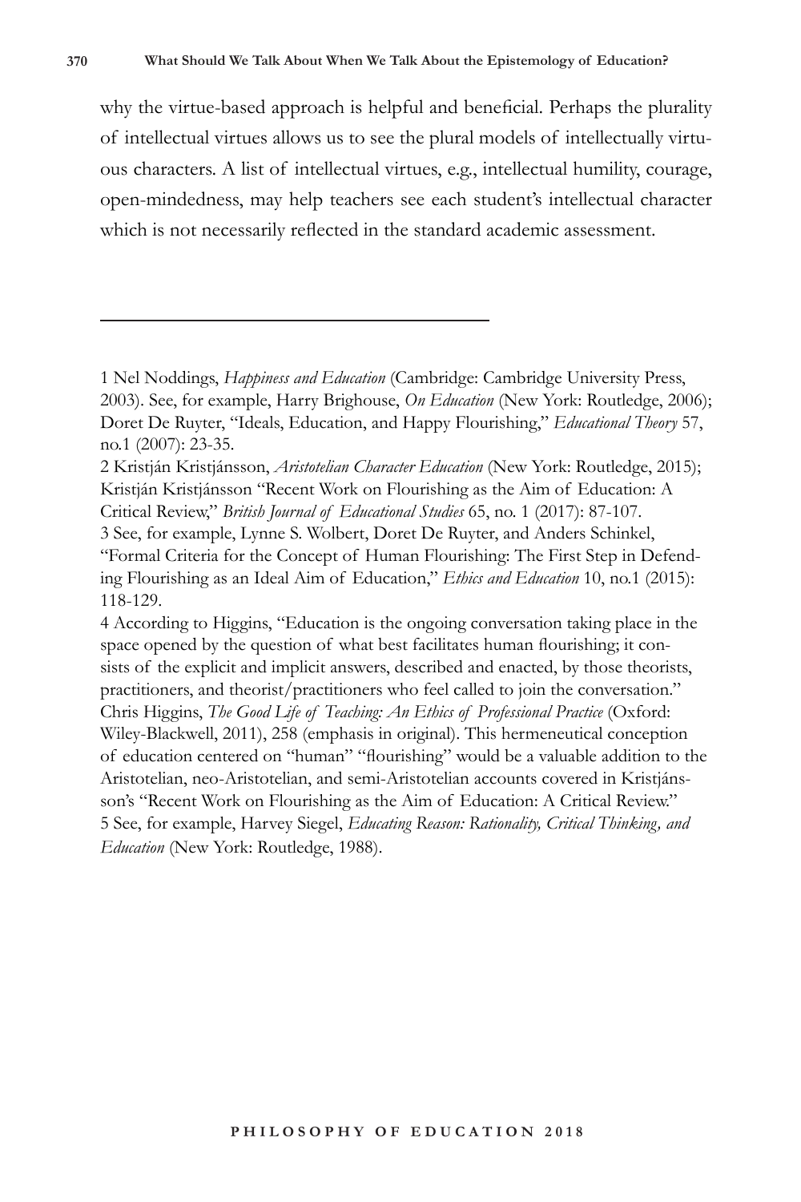why the virtue-based approach is helpful and beneficial. Perhaps the plurality of intellectual virtues allows us to see the plural models of intellectually virtuous characters. A list of intellectual virtues, e.g., intellectual humility, courage, open-mindedness, may help teachers see each student's intellectual character which is not necessarily reflected in the standard academic assessment.

---

1 Nel Noddings, *Happiness and Education* (Cambridge: Cambridge University Press, 2003). See, for example, Harry Brighouse, *On Education* (New York: Routledge, 2006); Doret De Ruyter, "Ideals, Education, and Happy Flourishing," *Educational Theory* 57, no.1 (2007): 23-35.

2 Kristján Kristjánsson, *Aristotelian Character Education* (New York: Routledge, 2015); Kristján Kristjánsson "Recent Work on Flourishing as the Aim of Education: A Critical Review," *British Journal of Educational Studies* 65, no. 1 (2017): 87-107.

3 See, for example, Lynne S. Wolbert, Doret De Ruyter, and Anders Schinkel, "Formal Criteria for the Concept of Human Flourishing: The First Step in Defending Flourishing as an Ideal Aim of Education," *Ethics and Education* 10, no.1 (2015): 118-129.

4 According to Higgins, "Education is the ongoing conversation taking place in the space opened by the question of what best facilitates human flourishing; it consists of the explicit and implicit answers, described and enacted, by those theorists, practitioners, and theorist/practitioners who feel called to join the conversation." Chris Higgins, *The Good Life of Teaching: An Ethics of Professional Practice* (Oxford: Wiley-Blackwell, 2011), 258 (emphasis in original). This hermeneutical conception of education centered on "human" "flourishing" would be a valuable addition to the Aristotelian, neo-Aristotelian, and semi-Aristotelian accounts covered in Kristjánsson's "Recent Work on Flourishing as the Aim of Education: A Critical Review."

5 See, for example, Harvey Siegel, *Educating Reason: Rationality, Critical Thinking, and Education* (New York: Routledge, 1988).